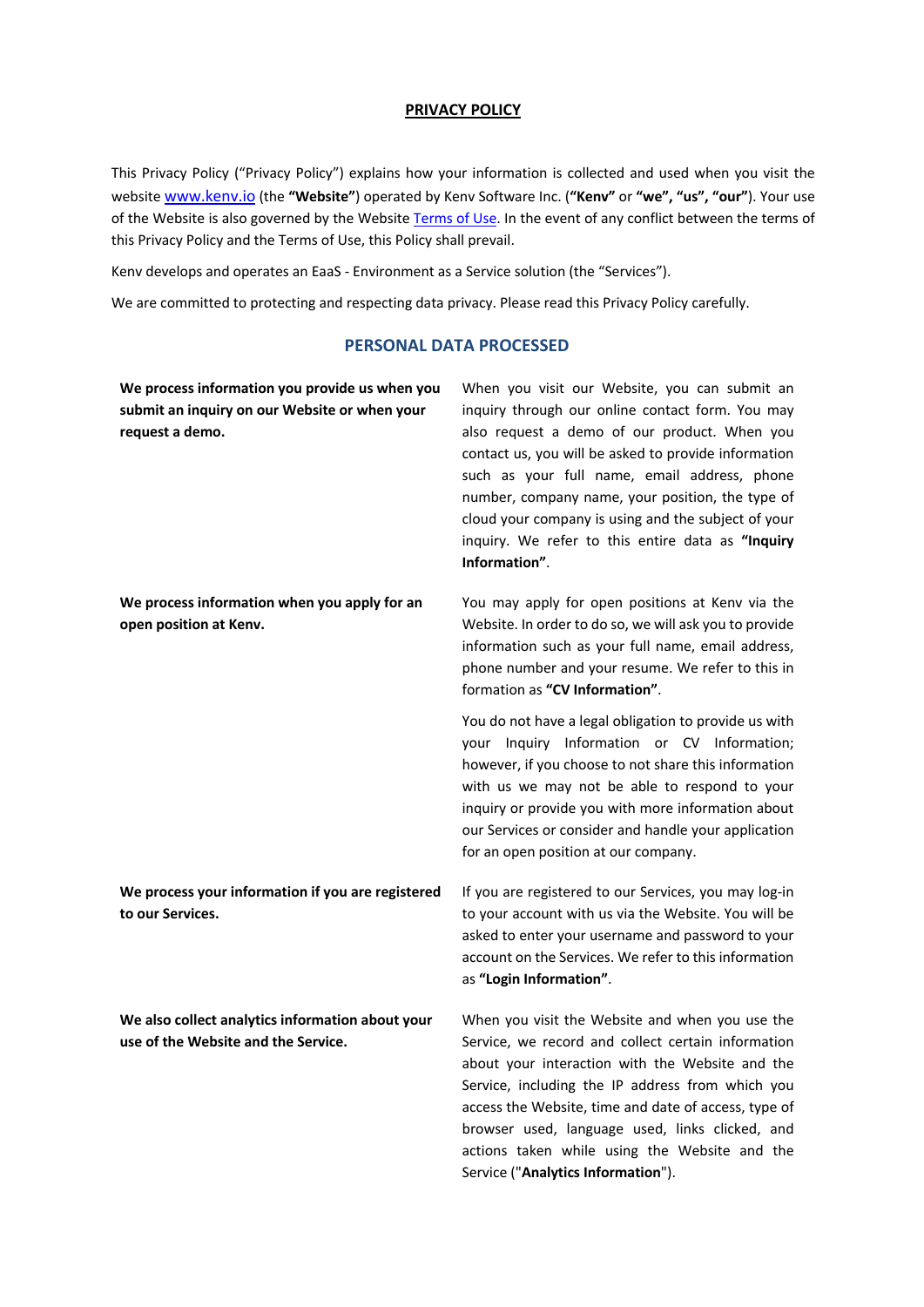# PRIVACY POLICY

This Privacy Policy ("Privacy Policy") explains how your information is collected and used when you visit the website [www.kenv.io](http://www.kenv.io) (the **"Website"**) operated by Kenv Software Inc. (**"Kenv"** or **"we", "us", "our"**). Your use of the Website is also governed by the Website [Terms of Use](). In the event of any conflict between the terms of this Privacy Policy and the Terms of Use, this Policy shall prevail.

Kenv develops and operates an EaaS - Environment as a Service solution (the "Services").

We are committed to protecting and respecting data privacy. Please read this Privacy Policy carefully.

## PERSONAL DATA PROCESSED

| | |
|---|---|
| **We process information you provide us when you submit an inquiry on our Website or when your request a demo.** | When you visit our Website, you can submit an inquiry through our online contact form. You may also request a demo of our product. When you contact us, you will be asked to provide information such as your full name, email address, phone number, company name, your position, the type of cloud your company is using and the subject of your inquiry. We refer to this entire data as **"Inquiry Information"**. |
| **We process information when you apply for an open position at Kenv.** | You may apply for open positions at Kenv via the Website. In order to do so, we will ask you to provide information such as your full name, email address, phone number and your resume. We refer to this in formation as **"CV Information"**.<br><br>You do not have a legal obligation to provide us with your Inquiry Information or CV Information; however, if you choose to not share this information with us we may not be able to respond to your inquiry or provide you with more information about our Services or consider and handle your application for an open position at our company. |
| **We process your information if you are registered to our Services.** | If you are registered to our Services, you may log-in to your account with us via the Website. You will be asked to enter your username and password to your account on the Services. We refer to this information as **"Login Information"**. |
| **We also collect analytics information about your use of the Website and the Service.** | When you visit the Website and when you use the Service, we record and collect certain information about your interaction with the Website and the Service, including the IP address from which you access the Website, time and date of access, type of browser used, language used, links clicked, and actions taken while using the Website and the Service ("**Analytics Information**"). |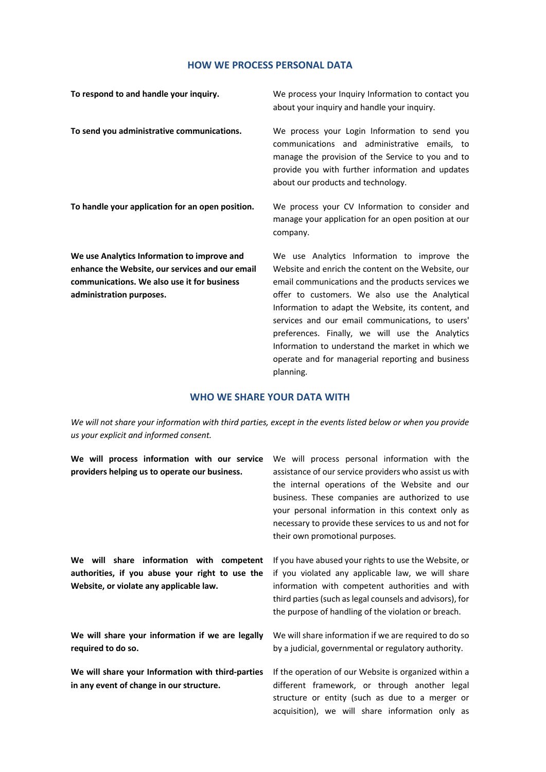## HOW WE PROCESS PERSONAL DATA

| | |
|---|---|
| **To respond to and handle your inquiry.** | We process your Inquiry Information to contact you about your inquiry and handle your inquiry. |
| **To send you administrative communications.** | We process your Login Information to send you communications and administrative emails, to manage the provision of the Service to you and to provide you with further information and updates about our products and technology. |
| **To handle your application for an open position.** | We process your CV Information to consider and manage your application for an open position at our company. |
| **We use Analytics Information to improve and enhance the Website, our services and our email communications. We also use it for business administration purposes.** | We use Analytics Information to improve the Website and enrich the content on the Website, our email communications and the products services we offer to customers. We also use the Analytical Information to adapt the Website, its content, and services and our email communications, to users' preferences. Finally, we will use the Analytics Information to understand the market in which we operate and for managerial reporting and business planning. |

## WHO WE SHARE YOUR DATA WITH

*We will not share your information with third parties, except in the events listed below or when you provide us your explicit and informed consent.*

| | |
|---|---|
| **We will process information with our service providers helping us to operate our business.** | We will process personal information with the assistance of our service providers who assist us with the internal operations of the Website and our business. These companies are authorized to use your personal information in this context only as necessary to provide these services to us and not for their own promotional purposes. |
| **We will share information with competent authorities, if you abuse your right to use the Website, or violate any applicable law.** | If you have abused your rights to use the Website, or if you violated any applicable law, we will share information with competent authorities and with third parties (such as legal counsels and advisors), for the purpose of handling of the violation or breach. |
| **We will share your information if we are legally required to do so.** | We will share information if we are required to do so by a judicial, governmental or regulatory authority. |
| **We will share your Information with third-parties in any event of change in our structure.** | If the operation of our Website is organized within a different framework, or through another legal structure or entity (such as due to a merger or acquisition), we will share information only as |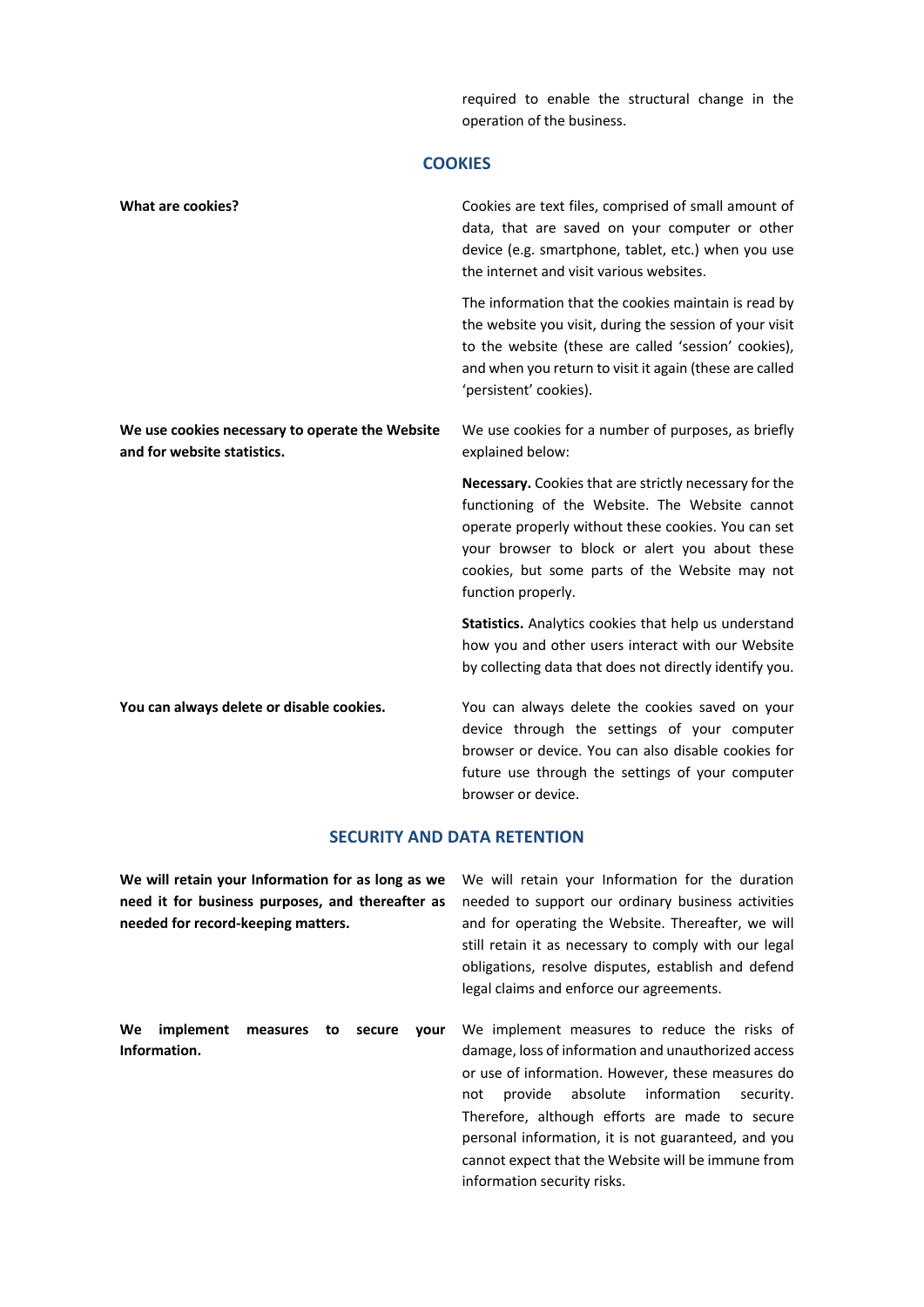required to enable the structural change in the operation of the business.

## COOKIES

**What are cookies?**

Cookies are text files, comprised of small amount of data, that are saved on your computer or other device (e.g. smartphone, tablet, etc.) when you use the internet and visit various websites.

The information that the cookies maintain is read by the website you visit, during the session of your visit to the website (these are called 'session' cookies), and when you return to visit it again (these are called 'persistent' cookies).

**We use cookies necessary to operate the Website and for website statistics.**

We use cookies for a number of purposes, as briefly explained below:

**Necessary.** Cookies that are strictly necessary for the functioning of the Website. The Website cannot operate properly without these cookies. You can set your browser to block or alert you about these cookies, but some parts of the Website may not function properly.

**Statistics.** Analytics cookies that help us understand how you and other users interact with our Website by collecting data that does not directly identify you.

**You can always delete or disable cookies.**

You can always delete the cookies saved on your device through the settings of your computer browser or device. You can also disable cookies for future use through the settings of your computer browser or device.

## SECURITY AND DATA RETENTION

**We will retain your Information for as long as we need it for business purposes, and thereafter as needed for record-keeping matters.**

We will retain your Information for the duration needed to support our ordinary business activities and for operating the Website. Thereafter, we will still retain it as necessary to comply with our legal obligations, resolve disputes, establish and defend legal claims and enforce our agreements.

**We implement measures to secure your Information.**

We implement measures to reduce the risks of damage, loss of information and unauthorized access or use of information. However, these measures do not provide absolute information security. Therefore, although efforts are made to secure personal information, it is not guaranteed, and you cannot expect that the Website will be immune from information security risks.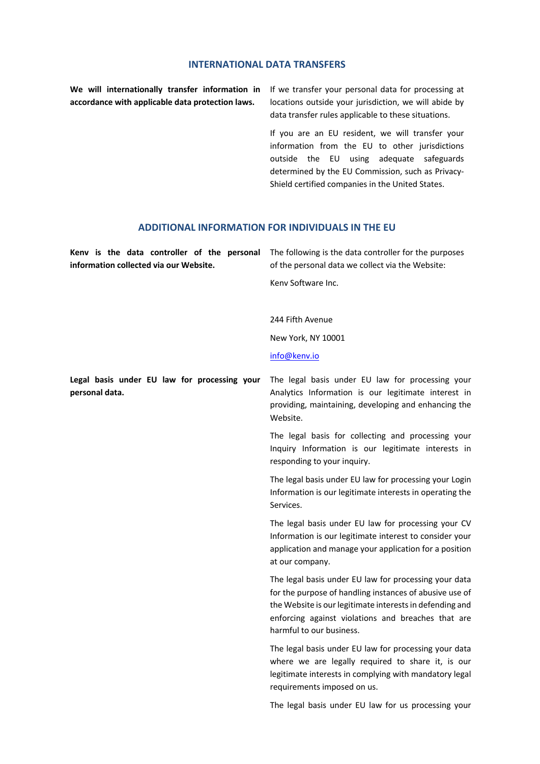## INTERNATIONAL DATA TRANSFERS

**We will internationally transfer information in accordance with applicable data protection laws.**

If we transfer your personal data for processing at locations outside your jurisdiction, we will abide by data transfer rules applicable to these situations.

If you are an EU resident, we will transfer your information from the EU to other jurisdictions outside the EU using adequate safeguards determined by the EU Commission, such as Privacy-Shield certified companies in the United States.

## ADDITIONAL INFORMATION FOR INDIVIDUALS IN THE EU

**Kenv is the data controller of the personal information collected via our Website.**

The following is the data controller for the purposes of the personal data we collect via the Website:

Kenv Software Inc.

244 Fifth Avenue

New York, NY 10001

info@kenv.io

**Legal basis under EU law for processing your personal data.**

The legal basis under EU law for processing your Analytics Information is our legitimate interest in providing, maintaining, developing and enhancing the Website.

The legal basis for collecting and processing your Inquiry Information is our legitimate interests in responding to your inquiry.

The legal basis under EU law for processing your Login Information is our legitimate interests in operating the Services.

The legal basis under EU law for processing your CV Information is our legitimate interest to consider your application and manage your application for a position at our company.

The legal basis under EU law for processing your data for the purpose of handling instances of abusive use of the Website is our legitimate interests in defending and enforcing against violations and breaches that are harmful to our business.

The legal basis under EU law for processing your data where we are legally required to share it, is our legitimate interests in complying with mandatory legal requirements imposed on us.

The legal basis under EU law for us processing your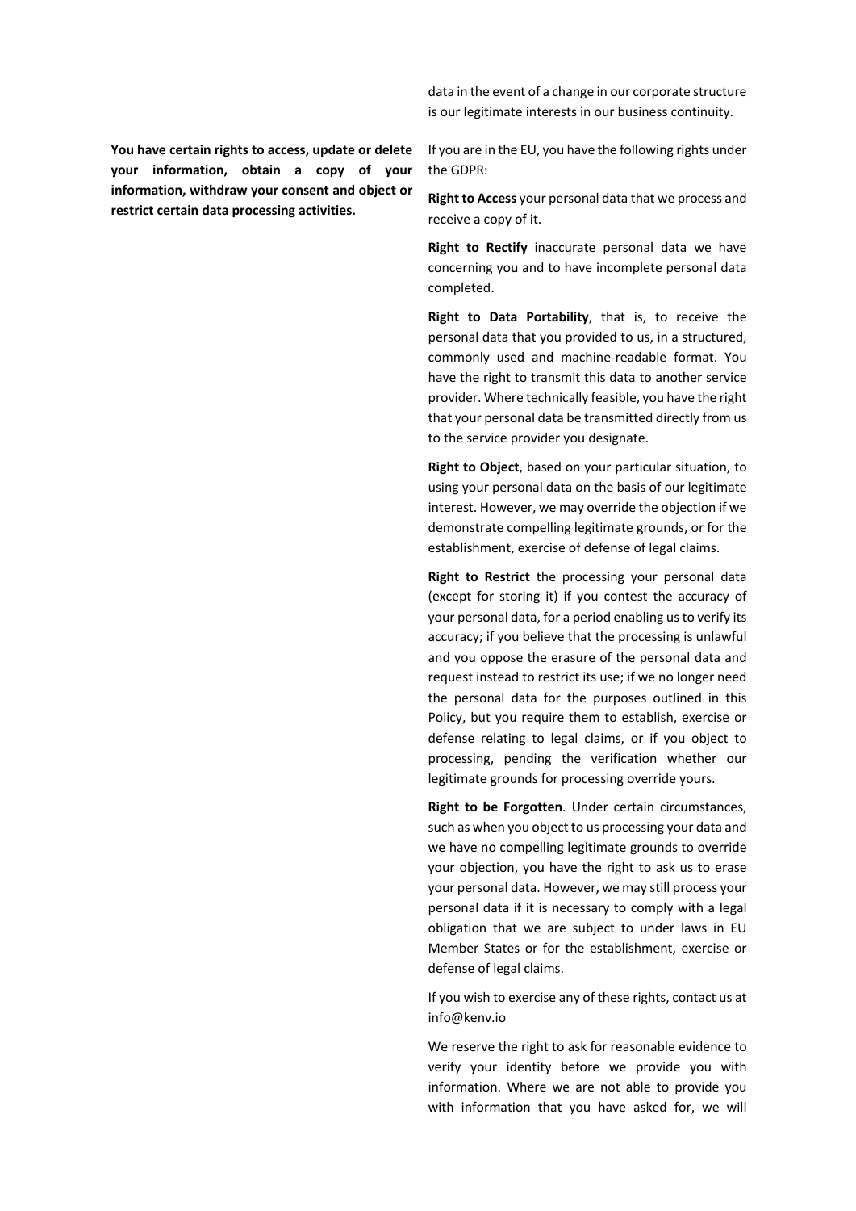data in the event of a change in our corporate structure is our legitimate interests in our business continuity.

**You have certain rights to access, update or delete your information, obtain a copy of your information, withdraw your consent and object or restrict certain data processing activities.**

If you are in the EU, you have the following rights under the GDPR:

**Right to Access** your personal data that we process and receive a copy of it.

**Right to Rectify** inaccurate personal data we have concerning you and to have incomplete personal data completed.

**Right to Data Portability**, that is, to receive the personal data that you provided to us, in a structured, commonly used and machine-readable format. You have the right to transmit this data to another service provider. Where technically feasible, you have the right that your personal data be transmitted directly from us to the service provider you designate.

**Right to Object**, based on your particular situation, to using your personal data on the basis of our legitimate interest. However, we may override the objection if we demonstrate compelling legitimate grounds, or for the establishment, exercise of defense of legal claims.

**Right to Restrict** the processing your personal data (except for storing it) if you contest the accuracy of your personal data, for a period enabling us to verify its accuracy; if you believe that the processing is unlawful and you oppose the erasure of the personal data and request instead to restrict its use; if we no longer need the personal data for the purposes outlined in this Policy, but you require them to establish, exercise or defense relating to legal claims, or if you object to processing, pending the verification whether our legitimate grounds for processing override yours.

**Right to be Forgotten**. Under certain circumstances, such as when you object to us processing your data and we have no compelling legitimate grounds to override your objection, you have the right to ask us to erase your personal data. However, we may still process your personal data if it is necessary to comply with a legal obligation that we are subject to under laws in EU Member States or for the establishment, exercise or defense of legal claims.

If you wish to exercise any of these rights, contact us at info@kenv.io

We reserve the right to ask for reasonable evidence to verify your identity before we provide you with information. Where we are not able to provide you with information that you have asked for, we will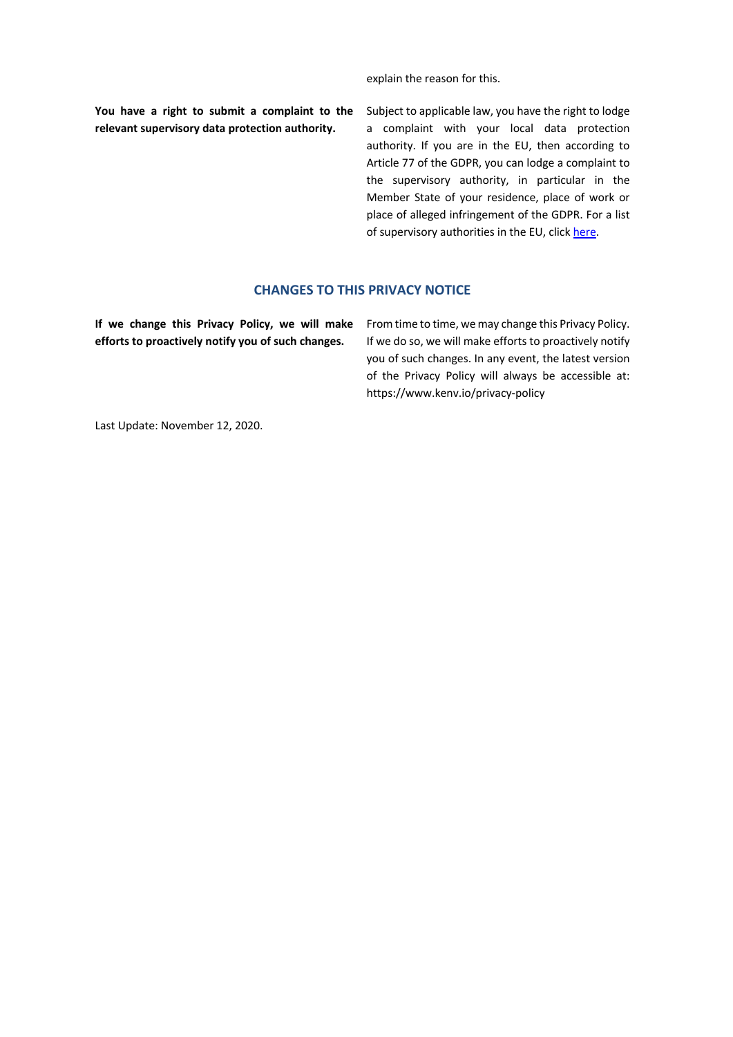explain the reason for this.

**You have a right to submit a complaint to the relevant supervisory data protection authority.**

Subject to applicable law, you have the right to lodge a complaint with your local data protection authority. If you are in the EU, then according to Article 77 of the GDPR, you can lodge a complaint to the supervisory authority, in particular in the Member State of your residence, place of work or place of alleged infringement of the GDPR. For a list of supervisory authorities in the EU, click here.

## CHANGES TO THIS PRIVACY NOTICE

**If we change this Privacy Policy, we will make efforts to proactively notify you of such changes.**

From time to time, we may change this Privacy Policy. If we do so, we will make efforts to proactively notify you of such changes. In any event, the latest version of the Privacy Policy will always be accessible at: https://www.kenv.io/privacy-policy

Last Update: November 12, 2020.